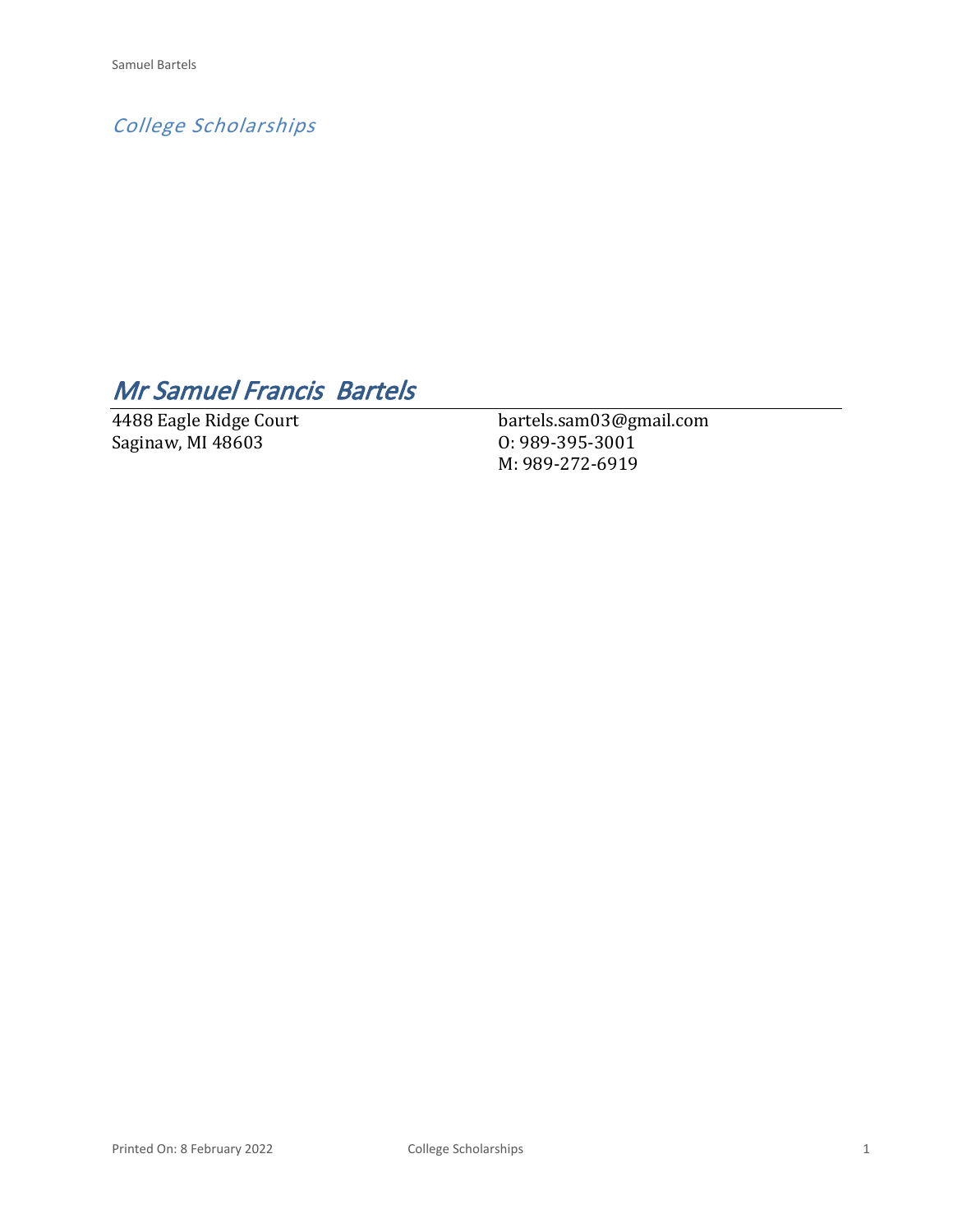*College Scholarships*

# *Mr Samuel Francis  Bartels*

4488 Eagle Ridge Court
Saginaw, MI 48603

bartels.sam03@gmail.com
O: 989-395-3001
M: 989-272-6919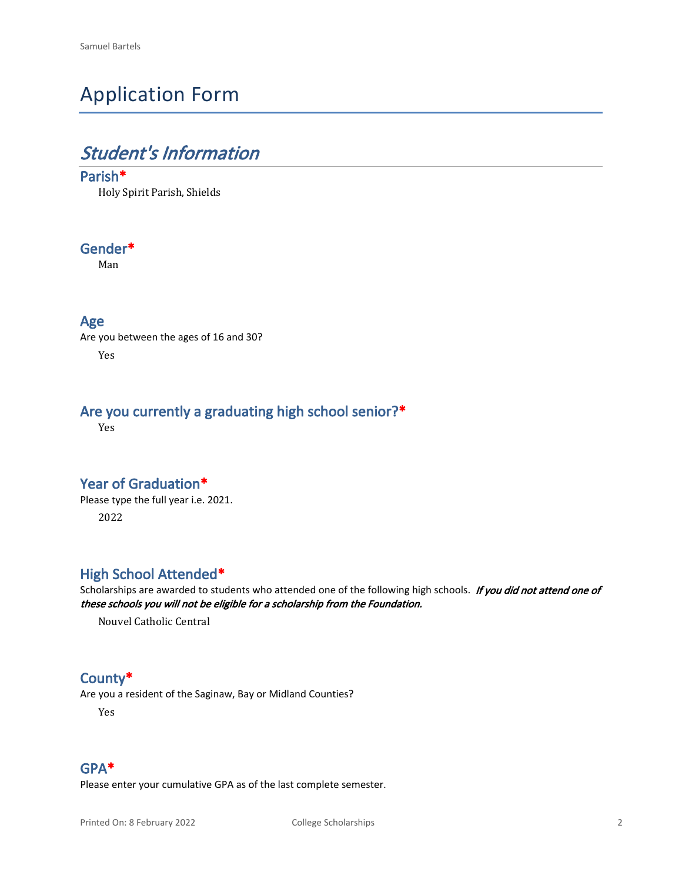# Application Form

## *Student's Information*

### Parish*

Holy Spirit Parish, Shields

### Gender*

Man

### Age

Are you between the ages of 16 and 30?

Yes

### Are you currently a graduating high school senior?*

Yes

### Year of Graduation*

Please type the full year i.e. 2021.

2022

### High School Attended*

Scholarships are awarded to students who attended one of the following high schools. ***If you did not attend one of these schools you will not be eligible for a scholarship from the Foundation.***

Nouvel Catholic Central

### County*

Are you a resident of the Saginaw, Bay or Midland Counties?

Yes

### GPA*

Please enter your cumulative GPA as of the last complete semester.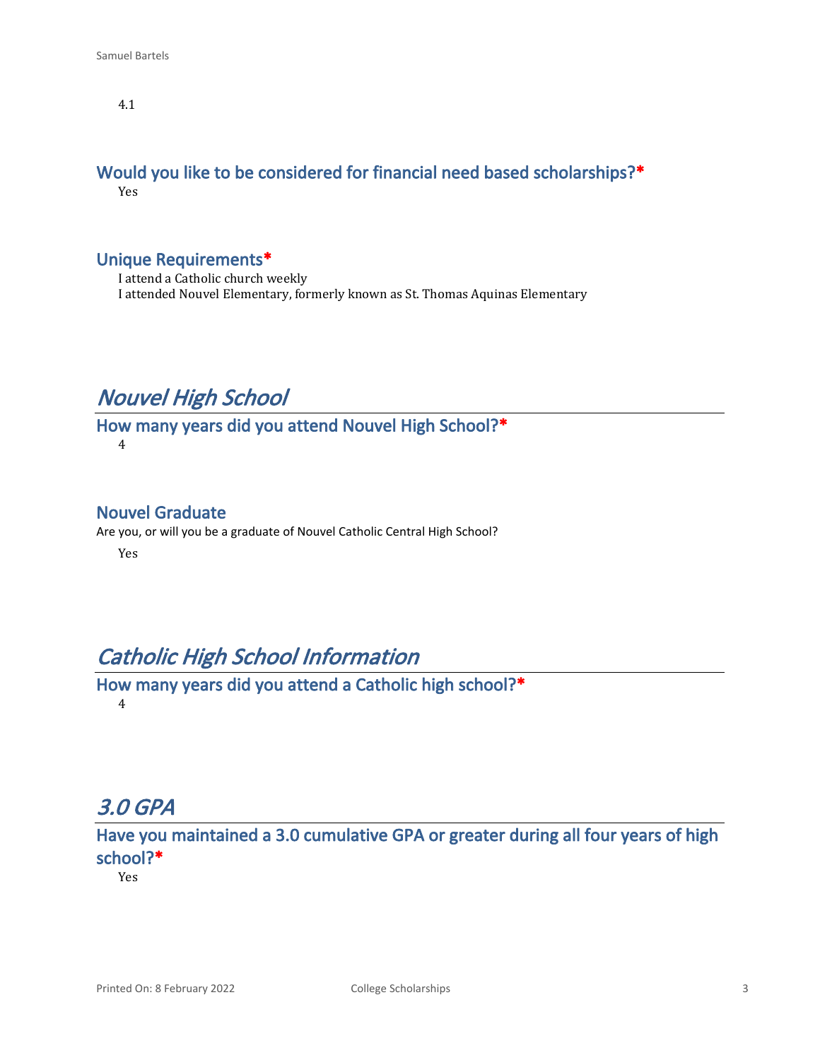4.1

### Would you like to be considered for financial need based scholarships?*

Yes

### Unique Requirements*

I attend a Catholic church weekly
I attended Nouvel Elementary, formerly known as St. Thomas Aquinas Elementary

## *Nouvel High School*

### How many years did you attend Nouvel High School?*

4

### Nouvel Graduate

Are you, or will you be a graduate of Nouvel Catholic Central High School?

Yes

## *Catholic High School Information*

### How many years did you attend a Catholic high school?*

4

## *3.0 GPA*

### Have you maintained a 3.0 cumulative GPA or greater during all four years of high school?*

Yes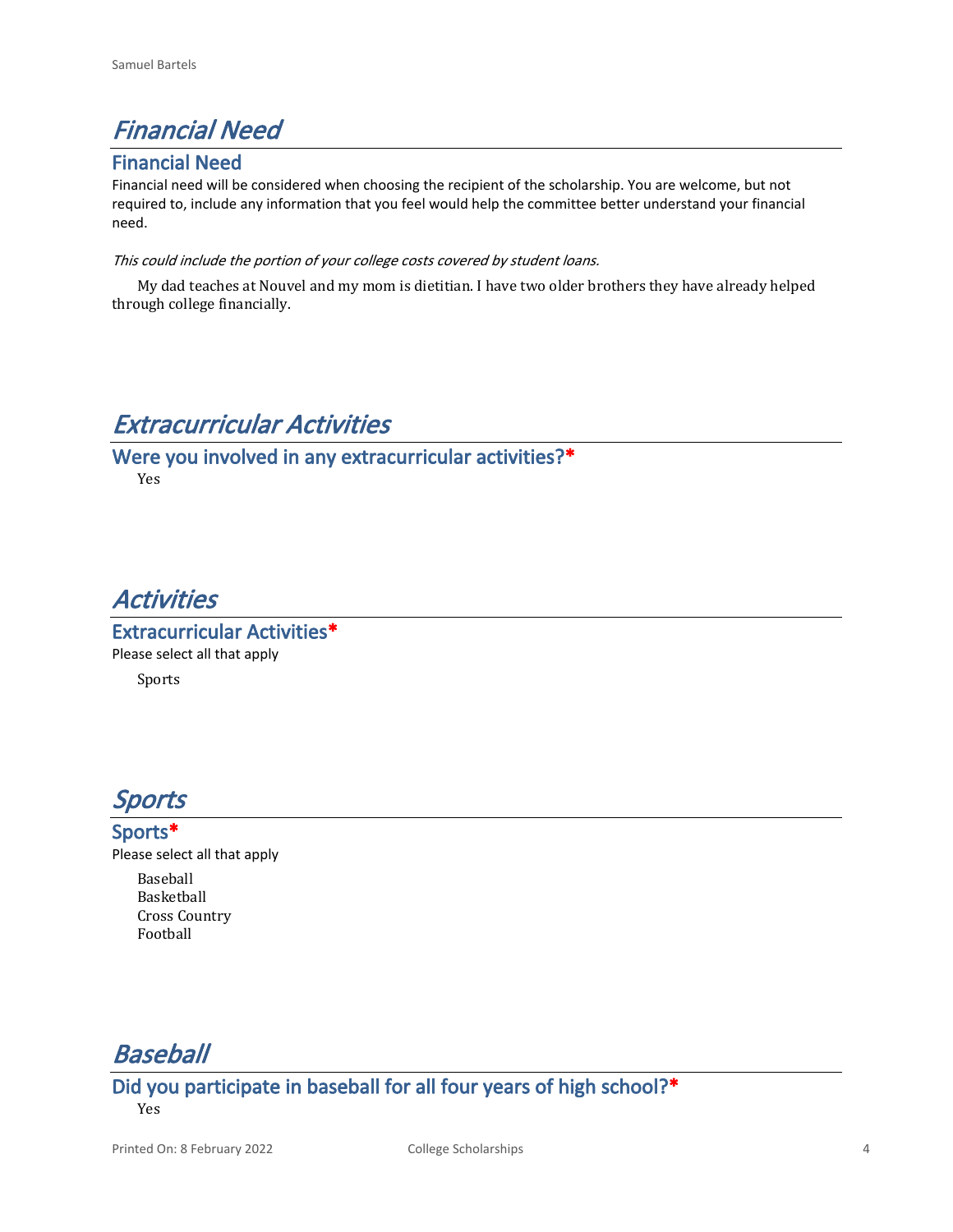# *Financial Need*

## Financial Need

Financial need will be considered when choosing the recipient of the scholarship. You are welcome, but not required to, include any information that you feel would help the committee better understand your financial need.

*This could include the portion of your college costs covered by student loans.*

My dad teaches at Nouvel and my mom is dietitian. I have two older brothers they have already helped through college financially.

# *Extracurricular Activities*

## Were you involved in any extracurricular activities?*

Yes

# *Activities*

## Extracurricular Activities*

Please select all that apply

Sports

# *Sports*

## Sports*

Please select all that apply

Baseball
Basketball
Cross Country
Football

# *Baseball*

## Did you participate in baseball for all four years of high school?*

Yes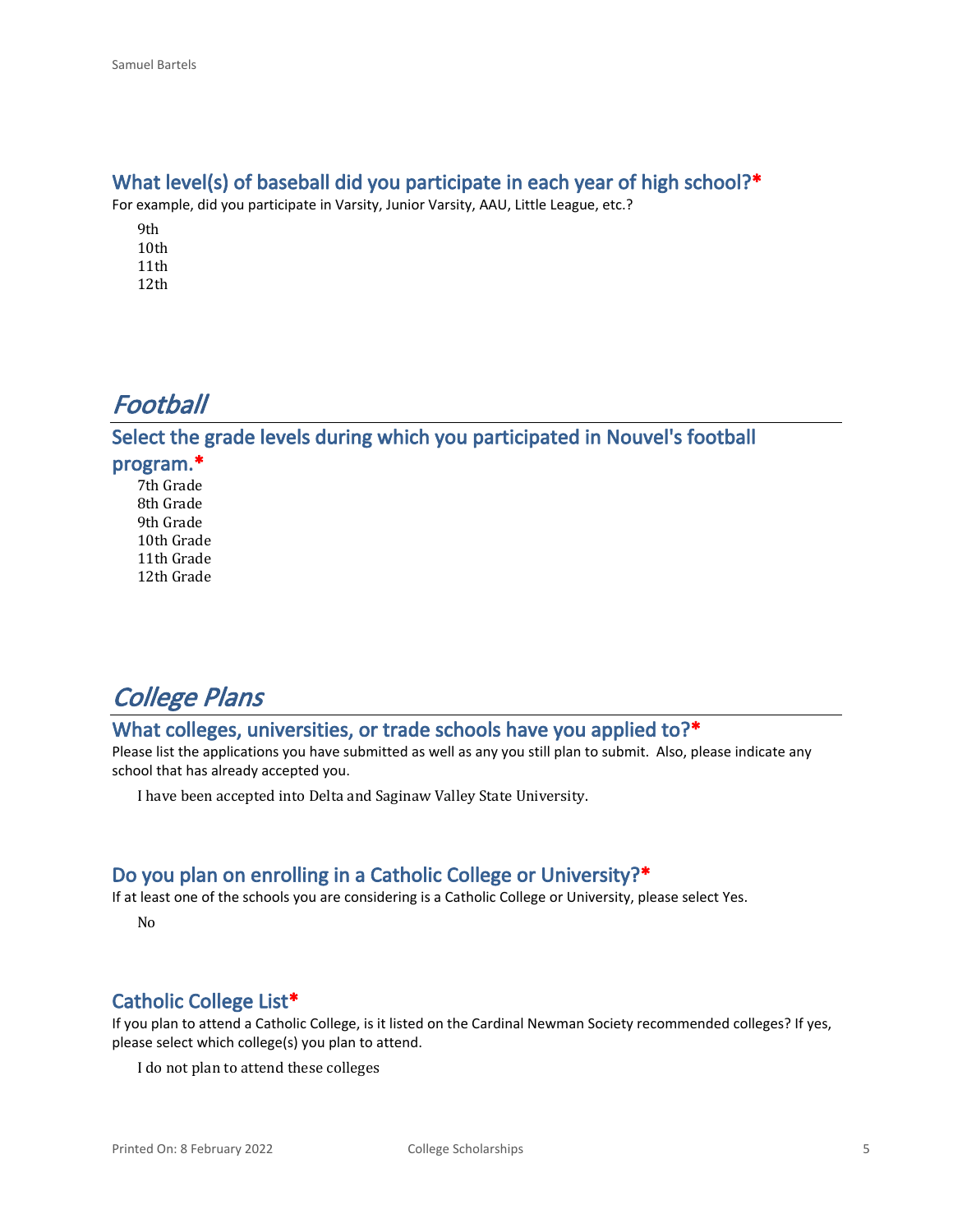### What level(s) of baseball did you participate in each year of high school?*

For example, did you participate in Varsity, Junior Varsity, AAU, Little League, etc.?

9th
10th
11th
12th

## *Football*

### Select the grade levels during which you participated in Nouvel's football program.*

7th Grade
8th Grade
9th Grade
10th Grade
11th Grade
12th Grade

## *College Plans*

### What colleges, universities, or trade schools have you applied to?*

Please list the applications you have submitted as well as any you still plan to submit. Also, please indicate any school that has already accepted you.

I have been accepted into Delta and Saginaw Valley State University.

### Do you plan on enrolling in a Catholic College or University?*

If at least one of the schools you are considering is a Catholic College or University, please select Yes.

No

### Catholic College List*

If you plan to attend a Catholic College, is it listed on the Cardinal Newman Society recommended colleges? If yes, please select which college(s) you plan to attend.

I do not plan to attend these colleges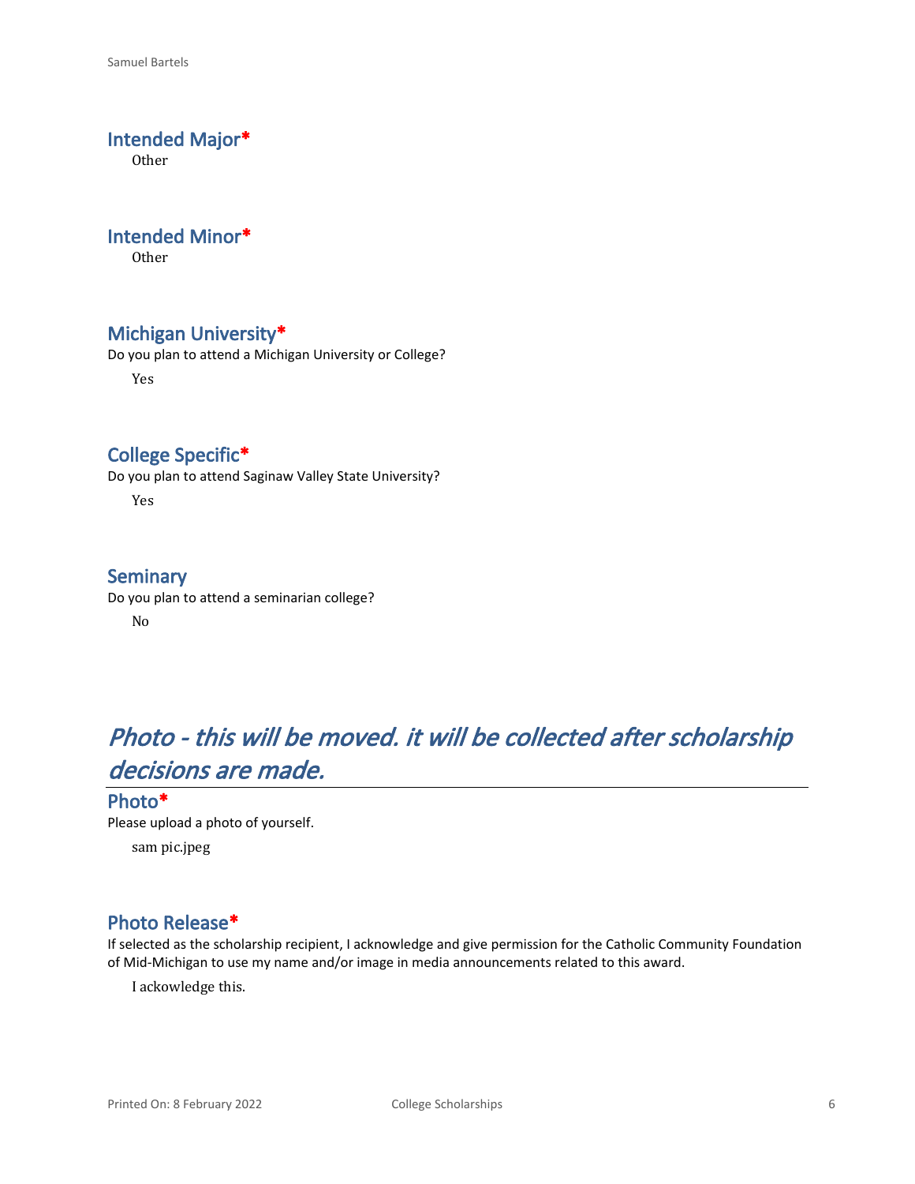### Intended Major*

Other

### Intended Minor*

Other

### Michigan University*

Do you plan to attend a Michigan University or College?

Yes

### College Specific*

Do you plan to attend Saginaw Valley State University?

Yes

### Seminary

Do you plan to attend a seminarian college?

No

## *Photo - this will be moved. it will be collected after scholarship decisions are made.*

### Photo*

Please upload a photo of yourself.

sam pic.jpeg

### Photo Release*

If selected as the scholarship recipient, I acknowledge and give permission for the Catholic Community Foundation of Mid-Michigan to use my name and/or image in media announcements related to this award.

I ackowledge this.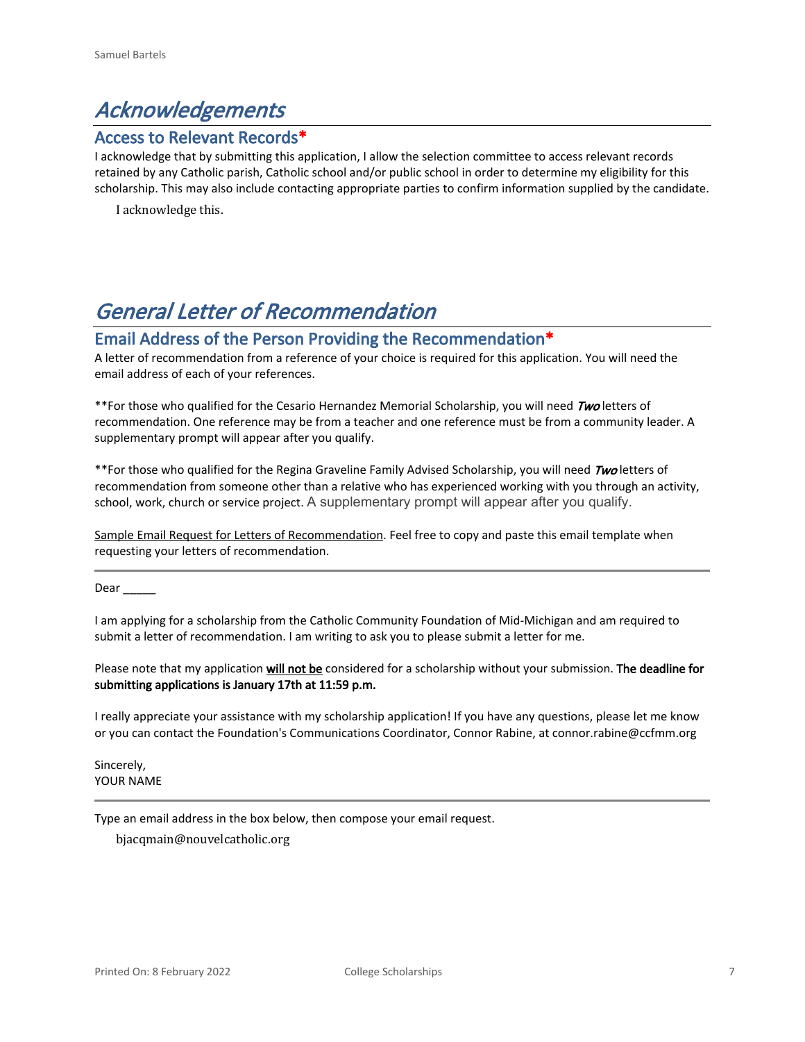# *Acknowledgements*

## Access to Relevant Records*

I acknowledge that by submitting this application, I allow the selection committee to access relevant records retained by any Catholic parish, Catholic school and/or public school in order to determine my eligibility for this scholarship. This may also include contacting appropriate parties to confirm information supplied by the candidate.

I acknowledge this.

# *General Letter of Recommendation*

## Email Address of the Person Providing the Recommendation*

A letter of recommendation from a reference of your choice is required for this application. You will need the email address of each of your references.

**For those who qualified for the Cesario Hernandez Memorial Scholarship, you will need ***Two*** letters of recommendation. One reference may be from a teacher and one reference must be from a community leader. A supplementary prompt will appear after you qualify.

**For those who qualified for the Regina Graveline Family Advised Scholarship, you will need ***Two*** letters of recommendation from someone other than a relative who has experienced working with you through an activity, school, work, church or service project. A supplementary prompt will appear after you qualify.

Sample Email Request for Letters of Recommendation. Feel free to copy and paste this email template when requesting your letters of recommendation.

---

Dear _____

I am applying for a scholarship from the Catholic Community Foundation of Mid-Michigan and am required to submit a letter of recommendation. I am writing to ask you to please submit a letter for me.

Please note that my application **will not be** considered for a scholarship without your submission. **The deadline for submitting applications is January 17th at 11:59 p.m.**

I really appreciate your assistance with my scholarship application! If you have any questions, please let me know or you can contact the Foundation's Communications Coordinator, Connor Rabine, at connor.rabine@ccfmm.org

Sincerely,
YOUR NAME

---

Type an email address in the box below, then compose your email request.

bjacqmain@nouvelcatholic.org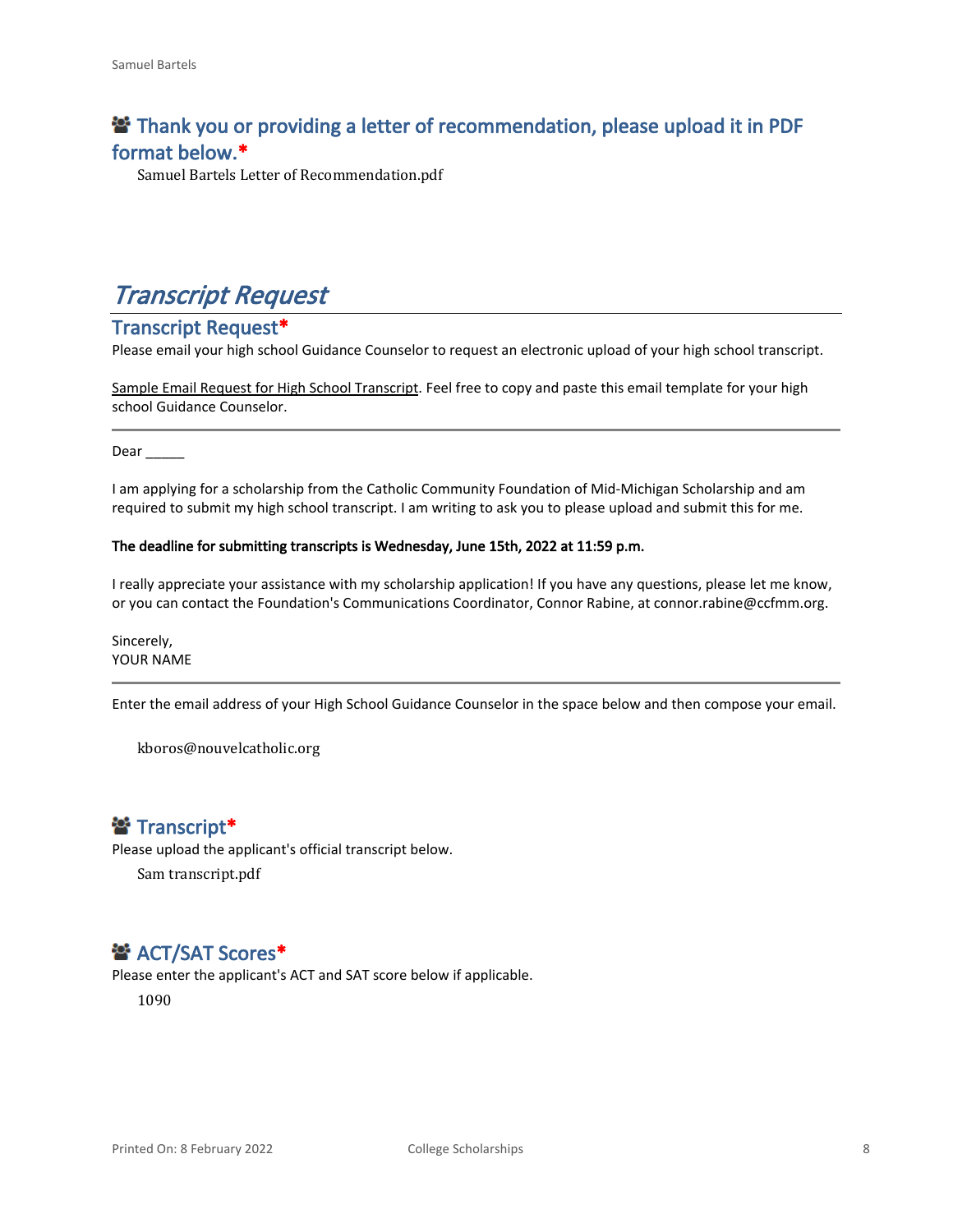## Thank you or providing a letter of recommendation, please upload it in PDF format below.*

Samuel Bartels Letter of Recommendation.pdf

# *Transcript Request*

## Transcript Request*

Please email your high school Guidance Counselor to request an electronic upload of your high school transcript.

Sample Email Request for High School Transcript. Feel free to copy and paste this email template for your high school Guidance Counselor.

---

Dear _____

I am applying for a scholarship from the Catholic Community Foundation of Mid-Michigan Scholarship and am required to submit my high school transcript. I am writing to ask you to please upload and submit this for me.

**The deadline for submitting transcripts is Wednesday, June 15th, 2022 at 11:59 p.m.**

I really appreciate your assistance with my scholarship application! If you have any questions, please let me know, or you can contact the Foundation's Communications Coordinator, Connor Rabine, at connor.rabine@ccfmm.org.

Sincerely,
YOUR NAME

---

Enter the email address of your High School Guidance Counselor in the space below and then compose your email.

kboros@nouvelcatholic.org

## Transcript*

Please upload the applicant's official transcript below.

Sam transcript.pdf

## ACT/SAT Scores*

Please enter the applicant's ACT and SAT score below if applicable.

1090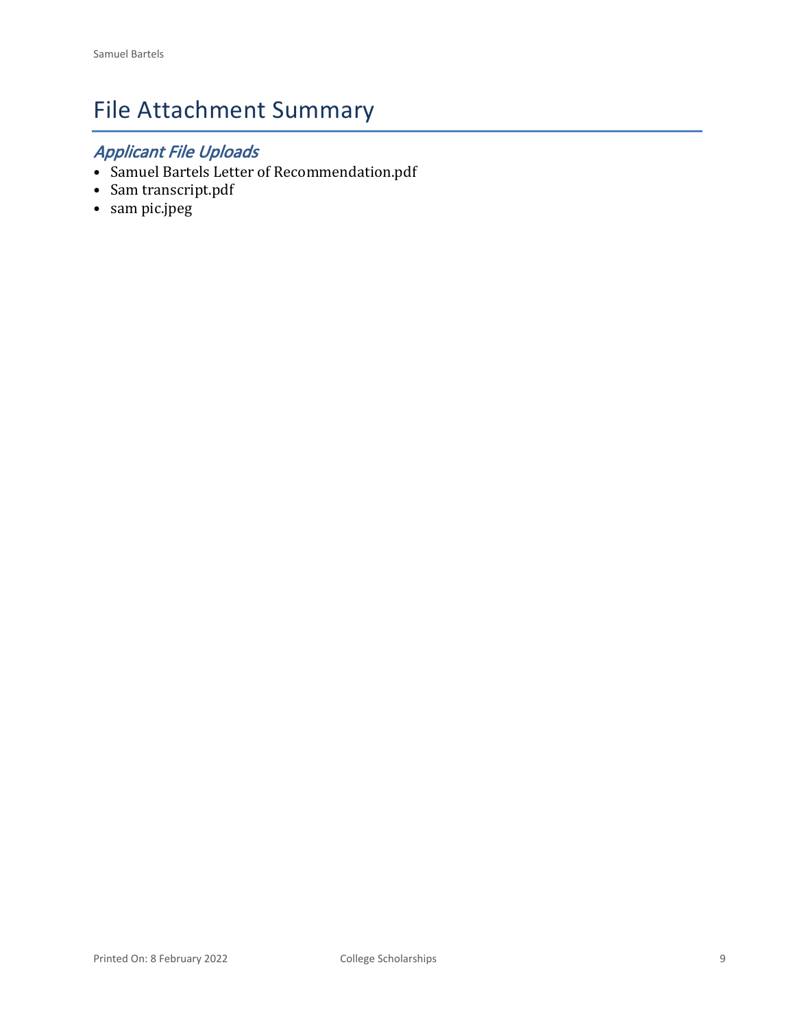# File Attachment Summary

## *Applicant File Uploads*

- Samuel Bartels Letter of Recommendation.pdf
- Sam transcript.pdf
- sam pic.jpeg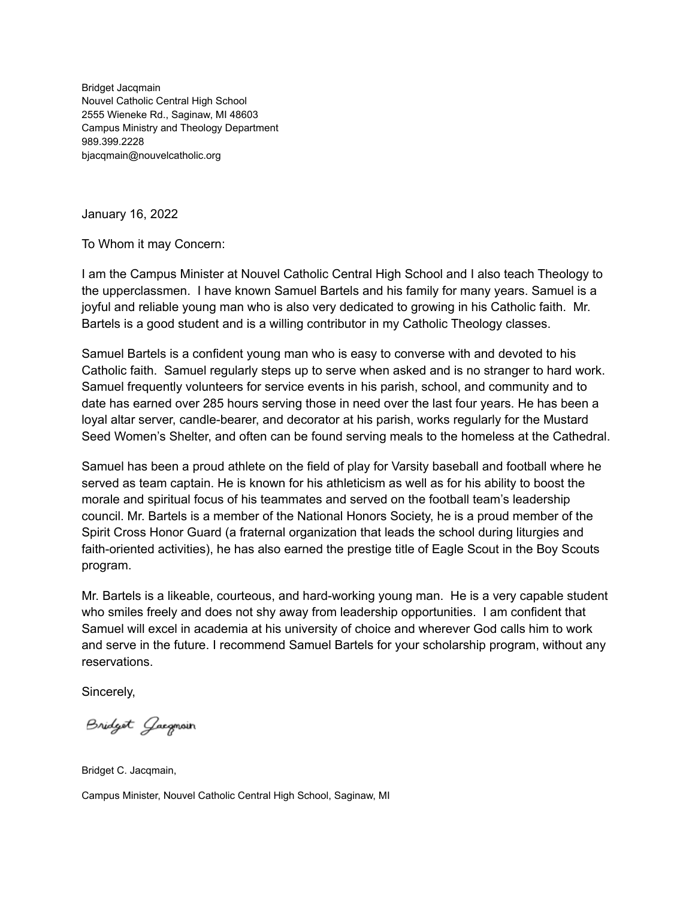Bridget Jacqmain
Nouvel Catholic Central High School
2555 Wieneke Rd., Saginaw, MI 48603
Campus Ministry and Theology Department
989.399.2228
bjacqmain@nouvelcatholic.org

January 16, 2022

To Whom it may Concern:

I am the Campus Minister at Nouvel Catholic Central High School and I also teach Theology to the upperclassmen. I have known Samuel Bartels and his family for many years. Samuel is a joyful and reliable young man who is also very dedicated to growing in his Catholic faith. Mr. Bartels is a good student and is a willing contributor in my Catholic Theology classes.

Samuel Bartels is a confident young man who is easy to converse with and devoted to his Catholic faith. Samuel regularly steps up to serve when asked and is no stranger to hard work. Samuel frequently volunteers for service events in his parish, school, and community and to date has earned over 285 hours serving those in need over the last four years. He has been a loyal altar server, candle-bearer, and decorator at his parish, works regularly for the Mustard Seed Women's Shelter, and often can be found serving meals to the homeless at the Cathedral.

Samuel has been a proud athlete on the field of play for Varsity baseball and football where he served as team captain. He is known for his athleticism as well as for his ability to boost the morale and spiritual focus of his teammates and served on the football team's leadership council. Mr. Bartels is a member of the National Honors Society, he is a proud member of the Spirit Cross Honor Guard (a fraternal organization that leads the school during liturgies and faith-oriented activities), he has also earned the prestige title of Eagle Scout in the Boy Scouts program.

Mr. Bartels is a likeable, courteous, and hard-working young man. He is a very capable student who smiles freely and does not shy away from leadership opportunities. I am confident that Samuel will excel in academia at his university of choice and wherever God calls him to work and serve in the future. I recommend Samuel Bartels for your scholarship program, without any reservations.

Sincerely,

Bridget Jacqmain

Bridget C. Jacqmain,

Campus Minister, Nouvel Catholic Central High School, Saginaw, MI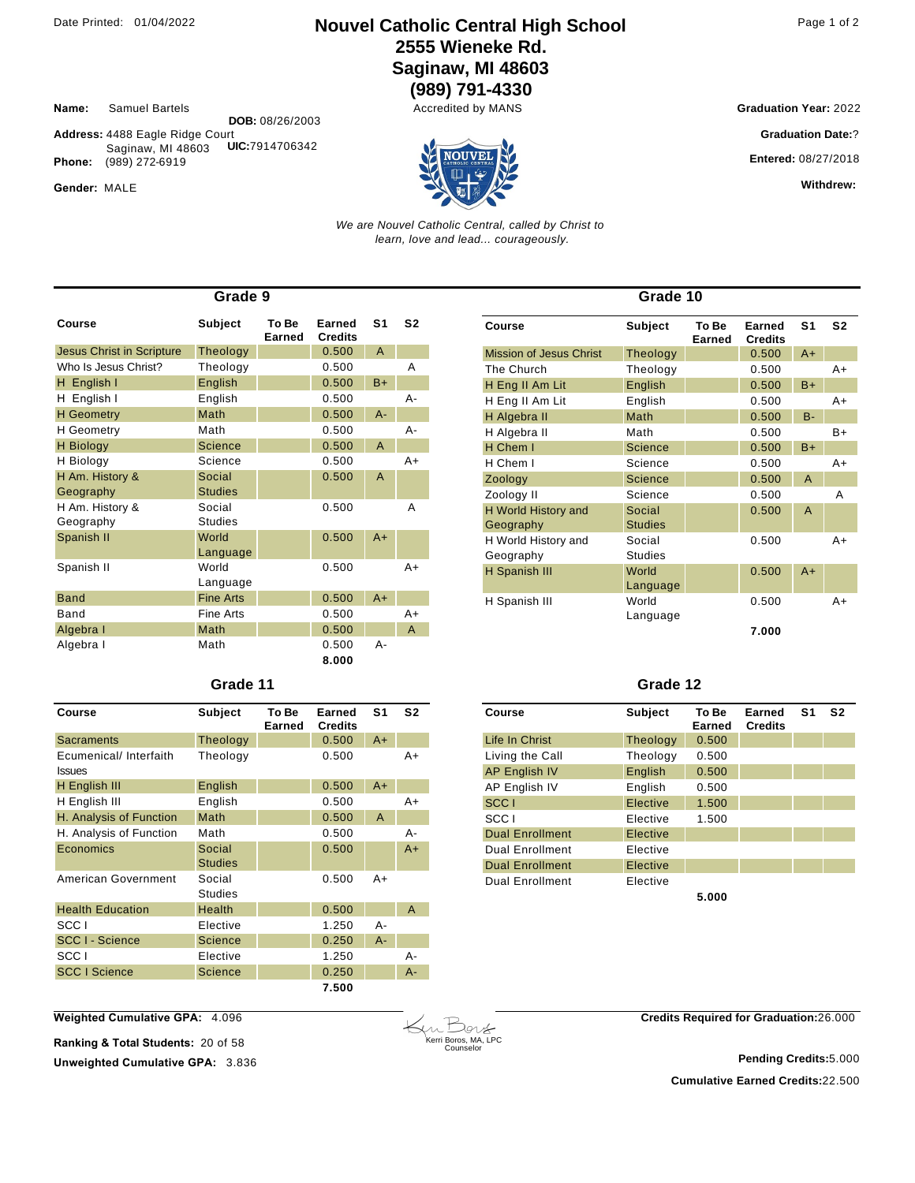Date Printed: 01/04/2022

# Nouvel Catholic Central High School
## 2555 Wieneke Rd.
## Saginaw, MI 48603
## (989) 791-4330

Accredited by MANS

**Name:** Samuel Bartels
**DOB:** 08/26/2003
**Address:** 4488 Eagle Ridge Court
Saginaw, MI 48603
**UIC:** 7914706342
**Phone:** (989) 272-6919
**Gender:** MALE

**Graduation Year:** 2022
**Graduation Date:** ?
**Entered:** 08/27/2018
**Withdrew:**

*We are Nouvel Catholic Central, called by Christ to learn, love and lead... courageously.*

### Grade 9

| Course | Subject | To Be Earned | Earned Credits | S1 | S2 |
|---|---|---|---|---|---|
| Jesus Christ in Scripture | Theology | | 0.500 | A | |
| Who Is Jesus Christ? | Theology | | 0.500 | | A |
| H English I | English | | 0.500 | B+ | |
| H English I | English | | 0.500 | | A- |
| H Geometry | Math | | 0.500 | A- | |
| H Geometry | Math | | 0.500 | | A- |
| H Biology | Science | | 0.500 | A | |
| H Biology | Science | | 0.500 | | A+ |
| H Am. History & Geography | Social Studies | | 0.500 | A | |
| H Am. History & Geography | Social Studies | | 0.500 | | A |
| Spanish II | World Language | | 0.500 | A+ | |
| Spanish II | World Language | | 0.500 | | A+ |
| Band | Fine Arts | | 0.500 | A+ | |
| Band | Fine Arts | | 0.500 | | A+ |
| Algebra I | Math | | 0.500 | | A |
| Algebra I | Math | | 0.500 | A- | |
| | | | 8.000 | | |

### Grade 10

| Course | Subject | To Be Earned | Earned Credits | S1 | S2 |
|---|---|---|---|---|---|
| Mission of Jesus Christ | Theology | | 0.500 | A+ | |
| The Church | Theology | | 0.500 | | A+ |
| H Eng II Am Lit | English | | 0.500 | B+ | |
| H Eng II Am Lit | English | | 0.500 | | A+ |
| H Algebra II | Math | | 0.500 | B- | |
| H Algebra II | Math | | 0.500 | | B+ |
| H Chem I | Science | | 0.500 | B+ | |
| H Chem I | Science | | 0.500 | | A+ |
| Zoology | Science | | 0.500 | A | |
| Zoology II | Science | | 0.500 | | A |
| H World History and Geography | Social Studies | | 0.500 | A | |
| H World History and Geography | Social Studies | | 0.500 | | A+ |
| H Spanish III | World Language | | 0.500 | A+ | |
| H Spanish III | World Language | | 0.500 | | A+ |
| | | | 7.000 | | |

### Grade 11

| Course | Subject | To Be Earned | Earned Credits | S1 | S2 |
|---|---|---|---|---|---|
| Sacraments | Theology | | 0.500 | A+ | |
| Ecumenical/ Interfaith Issues | Theology | | 0.500 | | A+ |
| H English III | English | | 0.500 | A+ | |
| H English III | English | | 0.500 | | A+ |
| H. Analysis of Function | Math | | 0.500 | A | |
| H. Analysis of Function | Math | | 0.500 | | A- |
| Economics | Social Studies | | 0.500 | | A+ |
| American Government | Social Studies | | 0.500 | A+ | |
| Health Education | Health | | 0.500 | | A |
| SCC I | Elective | | 1.250 | A- | |
| SCC I - Science | Science | | 0.250 | A- | |
| SCC I | Elective | | 1.250 | | A- |
| SCC I Science | Science | | 0.250 | | A- |
| | | | 7.500 | | |

### Grade 12

| Course | Subject | To Be Earned | Earned Credits | S1 | S2 |
|---|---|---|---|---|---|
| Life In Christ | Theology | 0.500 | | | |
| Living the Call | Theology | 0.500 | | | |
| AP English IV | English | 0.500 | | | |
| AP English IV | English | 0.500 | | | |
| SCC I | Elective | 1.500 | | | |
| SCC I | Elective | 1.500 | | | |
| Dual Enrollment | Elective | | | | |
| Dual Enrollment | Elective | | | | |
| Dual Enrollment | Elective | | | | |
| Dual Enrollment | Elective | | | | |
| | | 5.000 | | | |

**Weighted Cumulative GPA:** 4.096

**Ranking & Total Students:** 20 of 58

**Unweighted Cumulative GPA:** 3.836

Kerri Boros, MA, LPC
Counselor

**Credits Required for Graduation:** 26.000

**Pending Credits:** 5.000

**Cumulative Earned Credits:** 22.500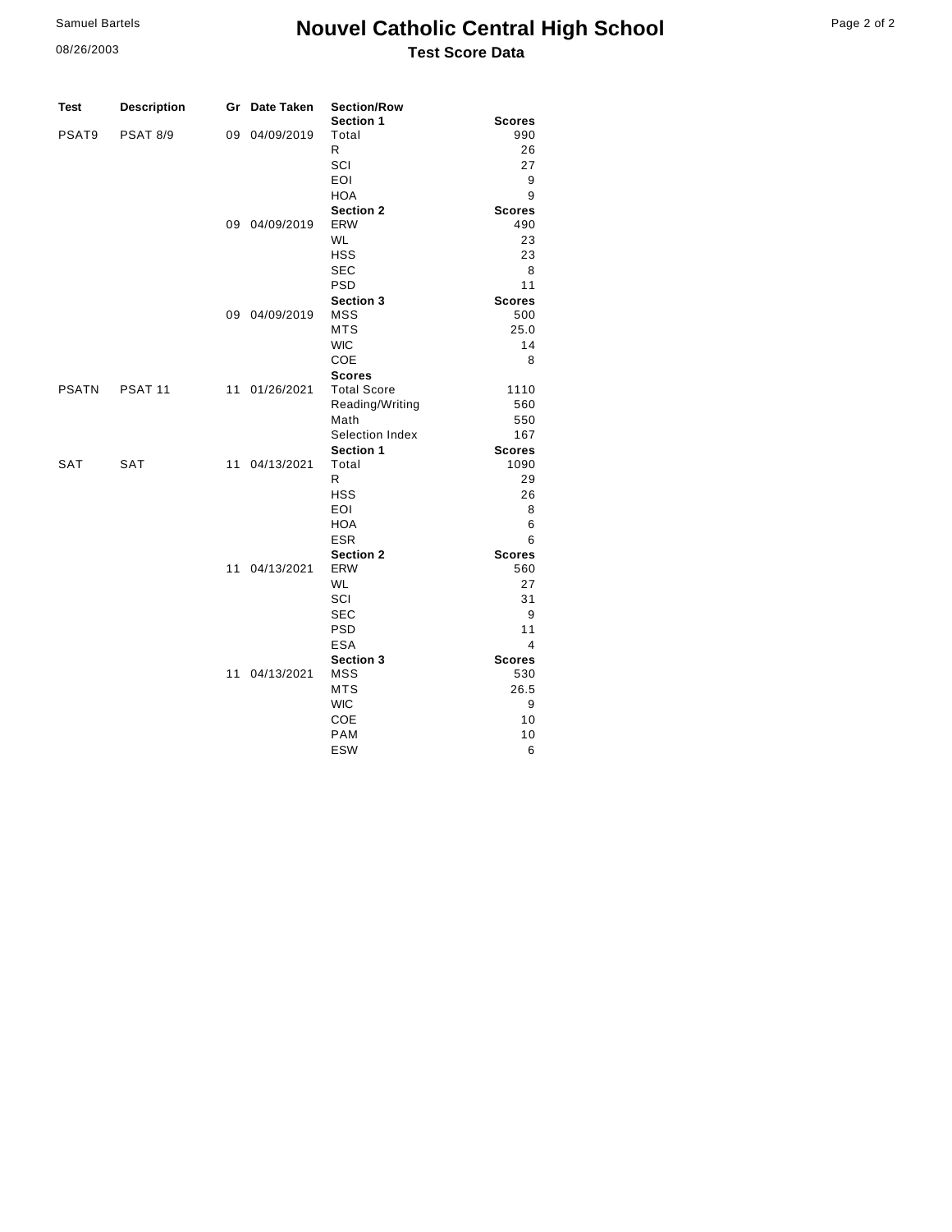Samuel Bartels

08/26/2003

# Nouvel Catholic Central High School

## Test Score Data

| Test | Description | Gr | Date Taken | Section/Row | Scores |
|---|---|---|---|---|---|
| | | | | **Section 1** | **Scores** |
| PSAT9 | PSAT 8/9 | 09 | 04/09/2019 | Total | 990 |
| | | | | R | 26 |
| | | | | SCI | 27 |
| | | | | EOI | 9 |
| | | | | HOA | 9 |
| | | | | **Section 2** | **Scores** |
| | | 09 | 04/09/2019 | ERW | 490 |
| | | | | WL | 23 |
| | | | | HSS | 23 |
| | | | | SEC | 8 |
| | | | | PSD | 11 |
| | | | | **Section 3** | **Scores** |
| | | 09 | 04/09/2019 | MSS | 500 |
| | | | | MTS | 25.0 |
| | | | | WIC | 14 |
| | | | | COE | 8 |
| | | | | **Scores** | |
| PSATN | PSAT 11 | 11 | 01/26/2021 | Total Score | 1110 |
| | | | | Reading/Writing | 560 |
| | | | | Math | 550 |
| | | | | Selection Index | 167 |
| | | | | **Section 1** | **Scores** |
| SAT | SAT | 11 | 04/13/2021 | Total | 1090 |
| | | | | R | 29 |
| | | | | HSS | 26 |
| | | | | EOI | 8 |
| | | | | HOA | 6 |
| | | | | ESR | 6 |
| | | | | **Section 2** | **Scores** |
| | | 11 | 04/13/2021 | ERW | 560 |
| | | | | WL | 27 |
| | | | | SCI | 31 |
| | | | | SEC | 9 |
| | | | | PSD | 11 |
| | | | | ESA | 4 |
| | | | | **Section 3** | **Scores** |
| | | 11 | 04/13/2021 | MSS | 530 |
| | | | | MTS | 26.5 |
| | | | | WIC | 9 |
| | | | | COE | 10 |
| | | | | PAM | 10 |
| | | | | ESW | 6 |